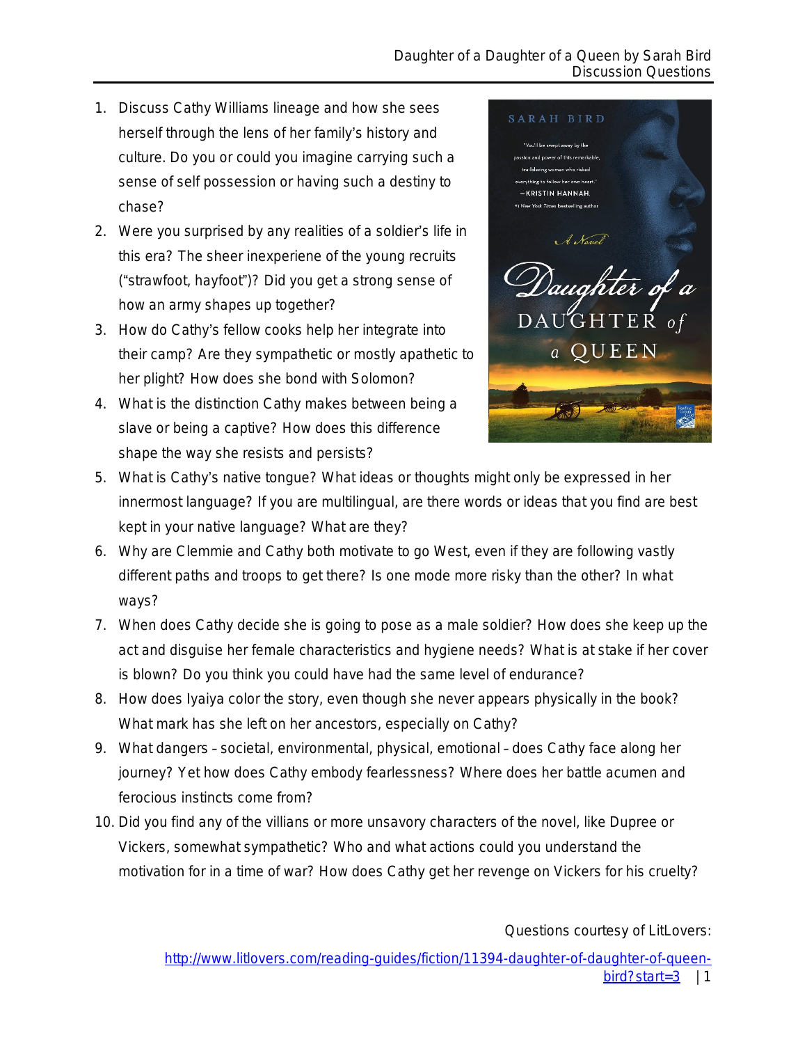1. Discuss Cathy Williams lineage and how she sees herself through the lens of her family's history and culture. Do you or could you imagine carrying such a sense of self possession or having such a destiny to chase?
2. Were you surprised by any realities of a soldier's life in this era? The sheer inexperiene of the young recruits ("strawfoot, hayfoot")? Did you get a strong sense of how an army shapes up together?
3. How do Cathy's fellow cooks help her integrate into their camp? Are they sympathetic or mostly apathetic to her plight? How does she bond with Solomon?
4. What is the distinction Cathy makes between being a slave or being a captive? How does this difference shape the way she resists and persists?
5. What is Cathy's native tongue? What ideas or thoughts might only be expressed in her innermost language? If you are multilingual, are there words or ideas that you find are best kept in your native language? What are they?
6. Why are Clemmie and Cathy both motivate to go West, even if they are following vastly different paths and troops to get there? Is one mode more risky than the other? In what ways?
7. When does Cathy decide she is going to pose as a male soldier? How does she keep up the act and disguise her female characteristics and hygiene needs? What is at stake if her cover is blown? Do you think you could have had the same level of endurance?
8. How does Iyaiya color the story, even though she never appears physically in the book? What mark has she left on her ancestors, especially on Cathy?
9. What dangers – societal, environmental, physical, emotional – does Cathy face along her journey? Yet how does Cathy embody fearlessness? Where does her battle acumen and ferocious instincts come from?
10. Did you find any of the villians or more unsavory characters of the novel, like Dupree or Vickers, somewhat sympathetic? Who and what actions could you understand the motivation for in a time of war? How does Cathy get her revenge on Vickers for his cruelty?

Questions courtesy of LitLovers:
[http://www.litlovers.com/reading-guides/fiction/11394-daughter-of-daughter-of-queen-bird?start=3](http://www.litlovers.com/reading-guides/fiction/11394-daughter-of-daughter-of-queen-bird?start=3)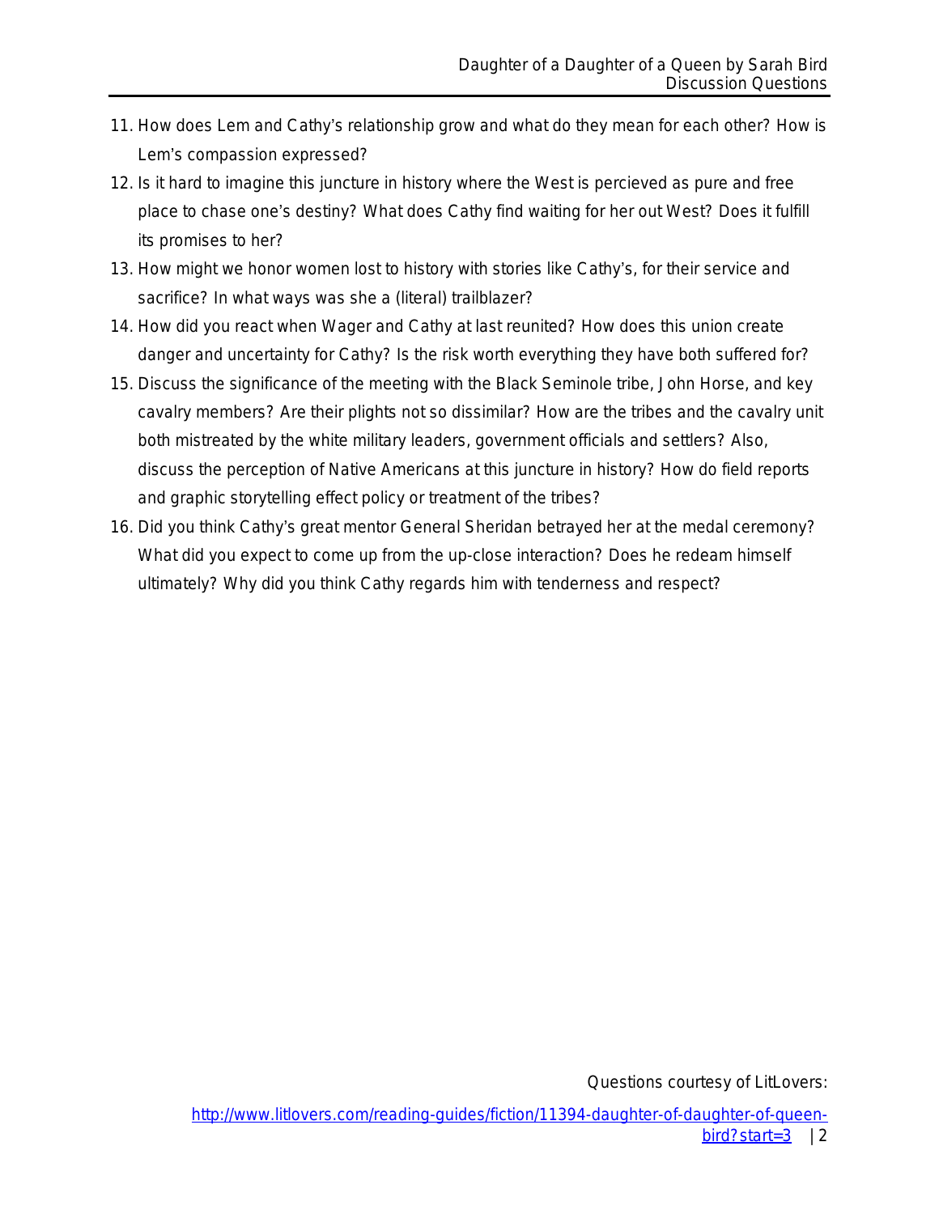11. How does Lem and Cathy's relationship grow and what do they mean for each other? How is Lem's compassion expressed?
12. Is it hard to imagine this juncture in history where the West is percieved as pure and free place to chase one's destiny? What does Cathy find waiting for her out West? Does it fulfill its promises to her?
13. How might we honor women lost to history with stories like Cathy's, for their service and sacrifice? In what ways was she a (literal) trailblazer?
14. How did you react when Wager and Cathy at last reunited? How does this union create danger and uncertainty for Cathy? Is the risk worth everything they have both suffered for?
15. Discuss the significance of the meeting with the Black Seminole tribe, John Horse, and key cavalry members? Are their plights not so dissimilar? How are the tribes and the cavalry unit both mistreated by the white military leaders, government officials and settlers? Also, discuss the perception of Native Americans at this juncture in history? How do field reports and graphic storytelling effect policy or treatment of the tribes?
16. Did you think Cathy's great mentor General Sheridan betrayed her at the medal ceremony? What did you expect to come up from the up-close interaction? Does he redeam himself ultimately? Why did you think Cathy regards him with tenderness and respect?

Questions courtesy of LitLovers:

http://www.litlovers.com/reading-guides/fiction/11394-daughter-of-daughter-of-queen-bird?start=3